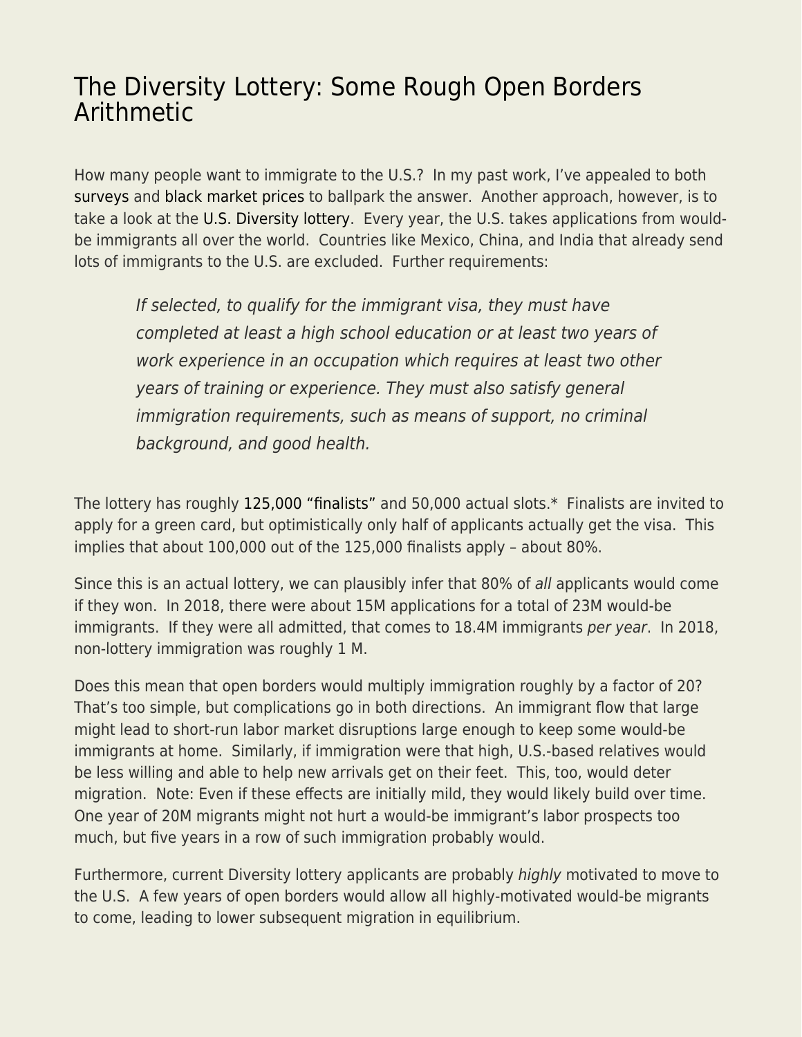# The Diversity Lottery: Some Rough Open Borders Arithmetic

How many people want to immigrate to the U.S.? In my past work, I've appealed to both surveys and black market prices to ballpark the answer. Another approach, however, is to take a look at the U.S. Diversity lottery. Every year, the U.S. takes applications from would-be immigrants all over the world. Countries like Mexico, China, and India that already send lots of immigrants to the U.S. are excluded. Further requirements:

> *If selected, to qualify for the immigrant visa, they must have completed at least a high school education or at least two years of work experience in an occupation which requires at least two other years of training or experience. They must also satisfy general immigration requirements, such as means of support, no criminal background, and good health.*

The lottery has roughly 125,000 "finalists" and 50,000 actual slots.* Finalists are invited to apply for a green card, but optimistically only half of applicants actually get the visa. This implies that about 100,000 out of the 125,000 finalists apply – about 80%.

Since this is an actual lottery, we can plausibly infer that 80% of *all* applicants would come if they won. In 2018, there were about 15M applications for a total of 23M would-be immigrants. If they were all admitted, that comes to 18.4M immigrants *per year*. In 2018, non-lottery immigration was roughly 1 M.

Does this mean that open borders would multiply immigration roughly by a factor of 20? That's too simple, but complications go in both directions. An immigrant flow that large might lead to short-run labor market disruptions large enough to keep some would-be immigrants at home. Similarly, if immigration were that high, U.S.-based relatives would be less willing and able to help new arrivals get on their feet. This, too, would deter migration. Note: Even if these effects are initially mild, they would likely build over time. One year of 20M migrants might not hurt a would-be immigrant's labor prospects too much, but five years in a row of such immigration probably would.

Furthermore, current Diversity lottery applicants are probably *highly* motivated to move to the U.S. A few years of open borders would allow all highly-motivated would-be migrants to come, leading to lower subsequent migration in equilibrium.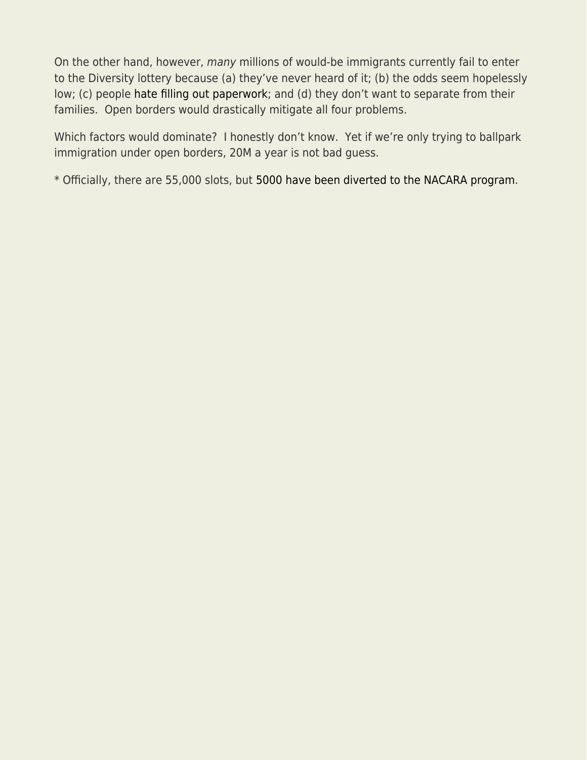On the other hand, however, *many* millions of would-be immigrants currently fail to enter to the Diversity lottery because (a) they've never heard of it; (b) the odds seem hopelessly low; (c) people hate filling out paperwork; and (d) they don't want to separate from their families.  Open borders would drastically mitigate all four problems.

Which factors would dominate?  I honestly don't know.  Yet if we're only trying to ballpark immigration under open borders, 20M a year is not bad guess.

* Officially, there are 55,000 slots, but 5000 have been diverted to the NACARA program.